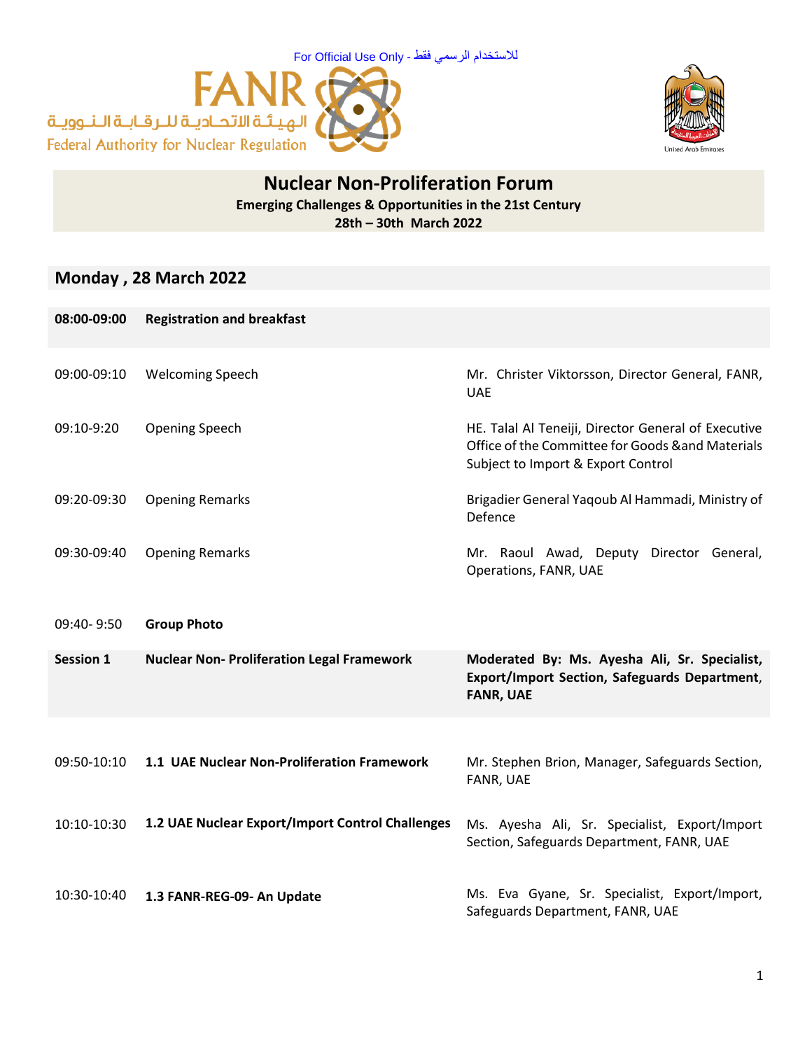For Official Use Only - للاستخدام الرسمي فقط

FANR
الهيئة الاتحادية للرقابة النووية
Federal Authority for Nuclear Regulation

United Arab Emirates

# Nuclear Non-Proliferation Forum

**Emerging Challenges & Opportunities in the 21st Century**

**28th – 30th March 2022**

## Monday , 28 March 2022

| | | |
|---|---|---|
| **08:00-09:00** | **Registration and breakfast** | |
| 09:00-09:10 | Welcoming Speech | Mr. Christer Viktorsson, Director General, FANR, UAE |
| 09:10-9:20 | Opening Speech | HE. Talal Al Teneiji, Director General of Executive Office of the Committee for Goods &and Materials Subject to Import & Export Control |
| 09:20-09:30 | Opening Remarks | Brigadier General Yaqoub Al Hammadi, Ministry of Defence |
| 09:30-09:40 | Opening Remarks | Mr. Raoul Awad, Deputy Director General, Operations, FANR, UAE |
| 09:40- 9:50 | **Group Photo** | |
| **Session 1** | **Nuclear Non- Proliferation Legal Framework** | **Moderated By: Ms. Ayesha Ali, Sr. Specialist, Export/Import Section, Safeguards Department, FANR, UAE** |
| 09:50-10:10 | **1.1 UAE Nuclear Non-Proliferation Framework** | Mr. Stephen Brion, Manager, Safeguards Section, FANR, UAE |
| 10:10-10:30 | **1.2 UAE Nuclear Export/Import Control Challenges** | Ms. Ayesha Ali, Sr. Specialist, Export/Import Section, Safeguards Department, FANR, UAE |
| 10:30-10:40 | **1.3 FANR-REG-09- An Update** | Ms. Eva Gyane, Sr. Specialist, Export/Import, Safeguards Department, FANR, UAE |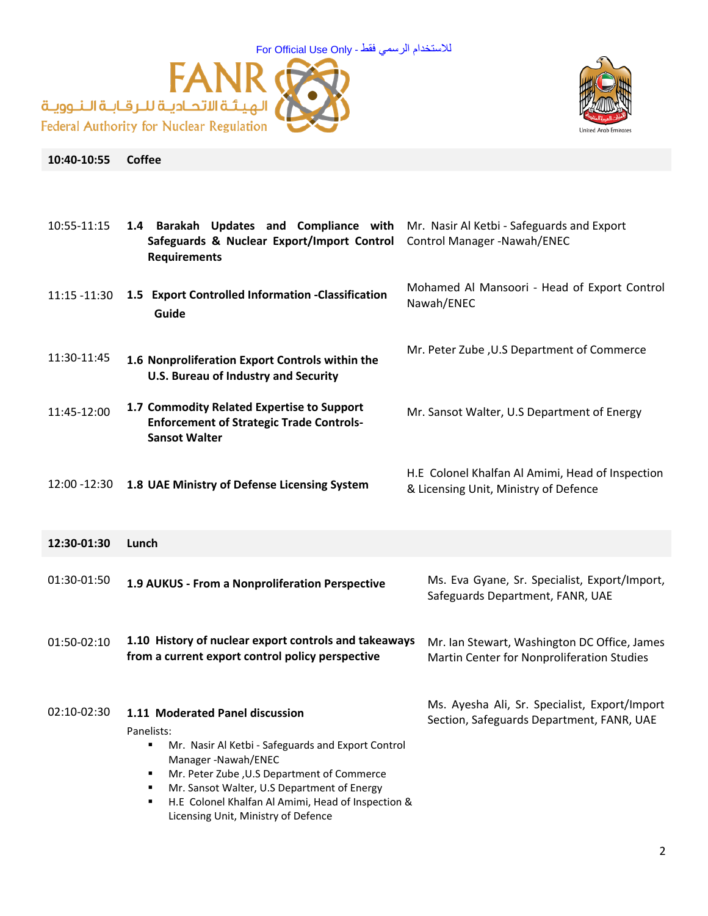For Official Use Only - للاستخدام الرسمي فقط

FANR
الهيئة الاتحادية للرقابة النووية
Federal Authority for Nuclear Regulation

United Arab Emirates

| | | |
|---|---|---|
| **10:40-10:55** | **Coffee** | |
| 10:55-11:15 | **1.4 Barakah Updates and Compliance with Safeguards & Nuclear Export/Import Control Requirements** | Mr. Nasir Al Ketbi - Safeguards and Export Control Manager -Nawah/ENEC |
| 11:15 -11:30 | **1.5 Export Controlled Information -Classification Guide** | Mohamed Al Mansoori - Head of Export Control Nawah/ENEC |
| 11:30-11:45 | **1.6 Nonproliferation Export Controls within the U.S. Bureau of Industry and Security** | Mr. Peter Zube ,U.S Department of Commerce |
| 11:45-12:00 | **1.7 Commodity Related Expertise to Support Enforcement of Strategic Trade Controls-Sansot Walter** | Mr. Sansot Walter, U.S Department of Energy |
| 12:00 -12:30 | **1.8 UAE Ministry of Defense Licensing System** | H.E Colonel Khalfan Al Amimi, Head of Inspection & Licensing Unit, Ministry of Defence |
| **12:30-01:30** | **Lunch** | |
| 01:30-01:50 | **1.9 AUKUS - From a Nonproliferation Perspective** | Ms. Eva Gyane, Sr. Specialist, Export/Import, Safeguards Department, FANR, UAE |
| 01:50-02:10 | **1.10 History of nuclear export controls and takeaways from a current export control policy perspective** | Mr. Ian Stewart, Washington DC Office, James Martin Center for Nonproliferation Studies |
| 02:10-02:30 | **1.11 Moderated Panel discussion**<br>Panelists:<br>▪ Mr. Nasir Al Ketbi - Safeguards and Export Control Manager -Nawah/ENEC<br>▪ Mr. Peter Zube ,U.S Department of Commerce<br>▪ Mr. Sansot Walter, U.S Department of Energy<br>▪ H.E Colonel Khalfan Al Amimi, Head of Inspection & Licensing Unit, Ministry of Defence | Ms. Ayesha Ali, Sr. Specialist, Export/Import Section, Safeguards Department, FANR, UAE |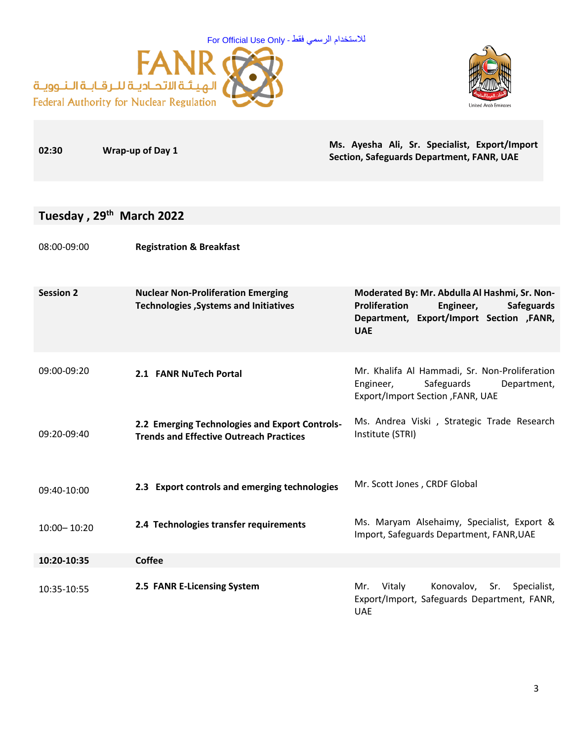For Official Use Only - للاستخدام الرسمي فقط

| | | |
|---|---|---|
| **02:30** | **Wrap-up of Day 1** | **Ms. Ayesha Ali, Sr. Specialist, Export/Import Section, Safeguards Department, FANR, UAE** |

## Tuesday , 29th March 2022

| | | |
|---|---|---|
| 08:00-09:00 | **Registration & Breakfast** | |
| **Session 2** | **Nuclear Non-Proliferation Emerging Technologies ,Systems and Initiatives** | **Moderated By: Mr. Abdulla Al Hashmi, Sr. Non-Proliferation Engineer, Safeguards Department, Export/Import Section ,FANR, UAE** |
| 09:00-09:20 | **2.1 FANR NuTech Portal** | Mr. Khalifa Al Hammadi, Sr. Non-Proliferation Engineer, Safeguards Department, Export/Import Section ,FANR, UAE |
| 09:20-09:40 | **2.2 Emerging Technologies and Export Controls- Trends and Effective Outreach Practices** | Ms. Andrea Viski , Strategic Trade Research Institute (STRI) |
| 09:40-10:00 | **2.3 Export controls and emerging technologies** | Mr. Scott Jones , CRDF Global |
| 10:00– 10:20 | **2.4 Technologies transfer requirements** | Ms. Maryam Alsehaimy, Specialist, Export & Import, Safeguards Department, FANR,UAE |
| **10:20-10:35** | **Coffee** | |
| 10:35-10:55 | **2.5 FANR E-Licensing System** | Mr. Vitaly Konovalov, Sr. Specialist, Export/Import, Safeguards Department, FANR, UAE |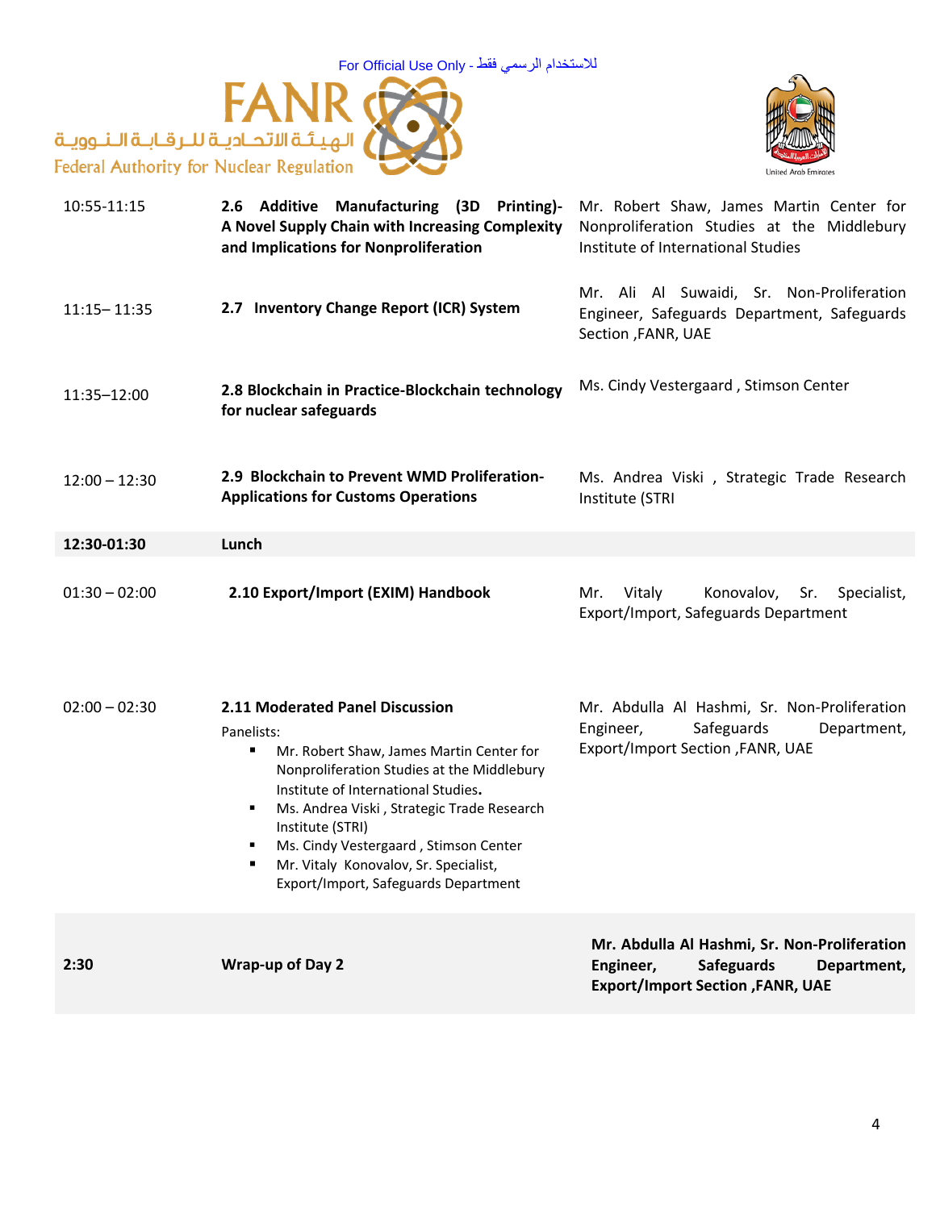For Official Use Only - للاستخدام الرسمي فقط

| Time | Session | Speaker |
|---|---|---|
| 10:55-11:15 | **2.6 Additive Manufacturing (3D Printing)- A Novel Supply Chain with Increasing Complexity and Implications for Nonproliferation** | Mr. Robert Shaw, James Martin Center for Nonproliferation Studies at the Middlebury Institute of International Studies |
| 11:15– 11:35 | **2.7 Inventory Change Report (ICR) System** | Mr. Ali Al Suwaidi, Sr. Non-Proliferation Engineer, Safeguards Department, Safeguards Section ,FANR, UAE |
| 11:35–12:00 | **2.8 Blockchain in Practice-Blockchain technology for nuclear safeguards** | Ms. Cindy Vestergaard , Stimson Center |
| 12:00 – 12:30 | **2.9 Blockchain to Prevent WMD Proliferation- Applications for Customs Operations** | Ms. Andrea Viski , Strategic Trade Research Institute (STRI |
| **12:30-01:30** | **Lunch** | |
| 01:30 – 02:00 | **2.10 Export/Import (EXIM) Handbook** | Mr. Vitaly Konovalov, Sr. Specialist, Export/Import, Safeguards Department |
| 02:00 – 02:30 | **2.11 Moderated Panel Discussion**<br>Panelists:<br>▪ Mr. Robert Shaw, James Martin Center for Nonproliferation Studies at the Middlebury Institute of International Studies**.**<br>▪ Ms. Andrea Viski , Strategic Trade Research Institute (STRI)<br>▪ Ms. Cindy Vestergaard , Stimson Center<br>▪ Mr. Vitaly Konovalov, Sr. Specialist, Export/Import, Safeguards Department | Mr. Abdulla Al Hashmi, Sr. Non-Proliferation Engineer, Safeguards Department, Export/Import Section ,FANR, UAE |
| **2:30** | **Wrap-up of Day 2** | **Mr. Abdulla Al Hashmi, Sr. Non-Proliferation Engineer, Safeguards Department, Export/Import Section ,FANR, UAE** |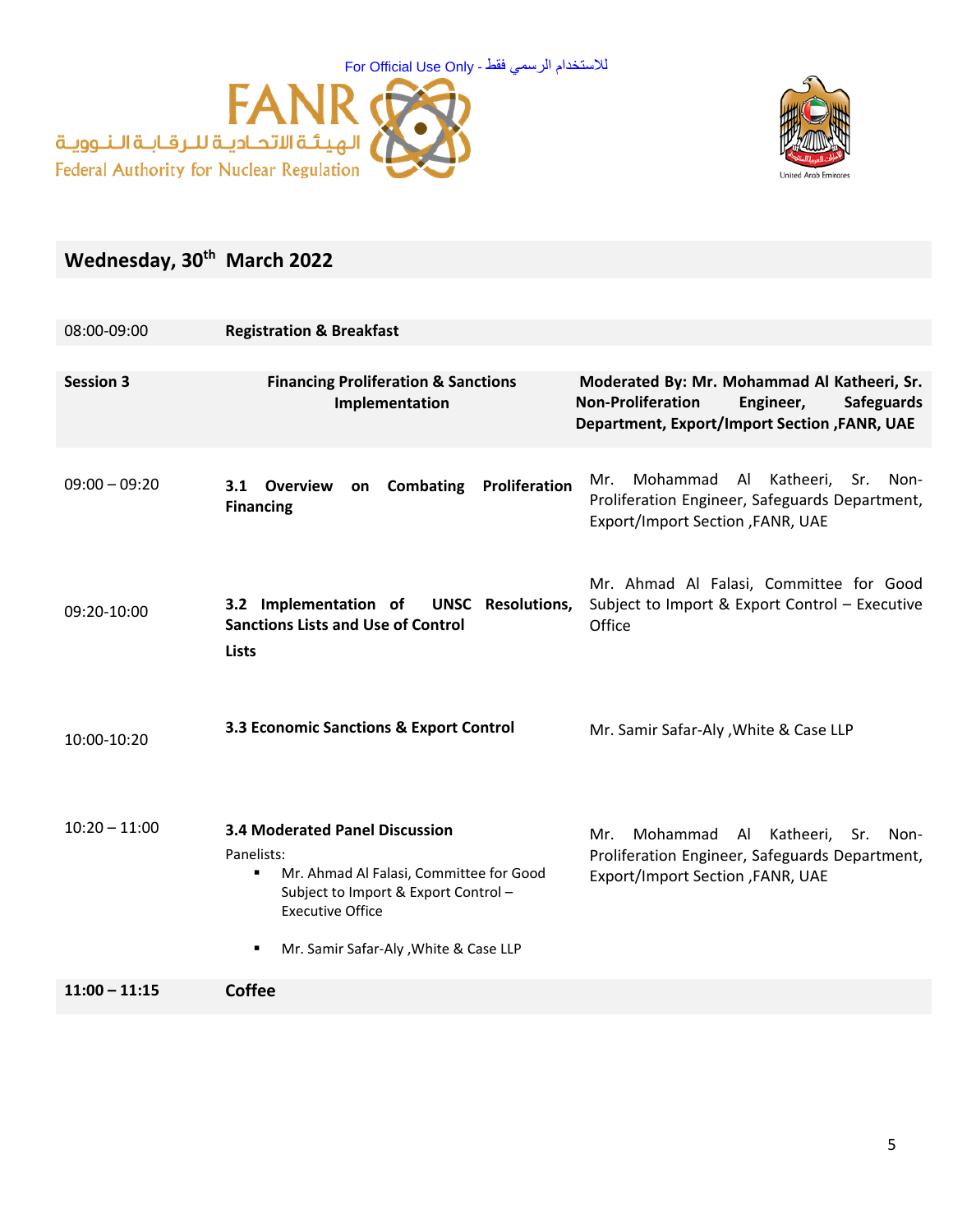For Official Use Only - للاستخدام الرسمي فقط

FANR
الهيئة الاتحادية للرقابة النووية
Federal Authority for Nuclear Regulation

United Arab Emirates

## Wednesday, 30th March 2022

| | | |
|---|---|---|
| 08:00-09:00 | **Registration & Breakfast** | |
| **Session 3** | **Financing Proliferation & Sanctions Implementation** | **Moderated By: Mr. Mohammad Al Katheeri, Sr. Non-Proliferation Engineer, Safeguards Department, Export/Import Section ,FANR, UAE** |
| 09:00 – 09:20 | **3.1 Overview on Combating Proliferation Financing** | Mr. Mohammad Al Katheeri, Sr. Non-Proliferation Engineer, Safeguards Department, Export/Import Section ,FANR, UAE |
| 09:20-10:00 | **3.2 Implementation of UNSC Resolutions, Sanctions Lists and Use of Control Lists** | Mr. Ahmad Al Falasi, Committee for Good Subject to Import & Export Control – Executive Office |
| 10:00-10:20 | **3.3 Economic Sanctions & Export Control** | Mr. Samir Safar-Aly ,White & Case LLP |
| 10:20 – 11:00 | **3.4 Moderated Panel Discussion**<br>Panelists:<br>▪ Mr. Ahmad Al Falasi, Committee for Good Subject to Import & Export Control – Executive Office<br>▪ Mr. Samir Safar-Aly ,White & Case LLP | Mr. Mohammad Al Katheeri, Sr. Non-Proliferation Engineer, Safeguards Department, Export/Import Section ,FANR, UAE |
| **11:00 – 11:15** | **Coffee** | |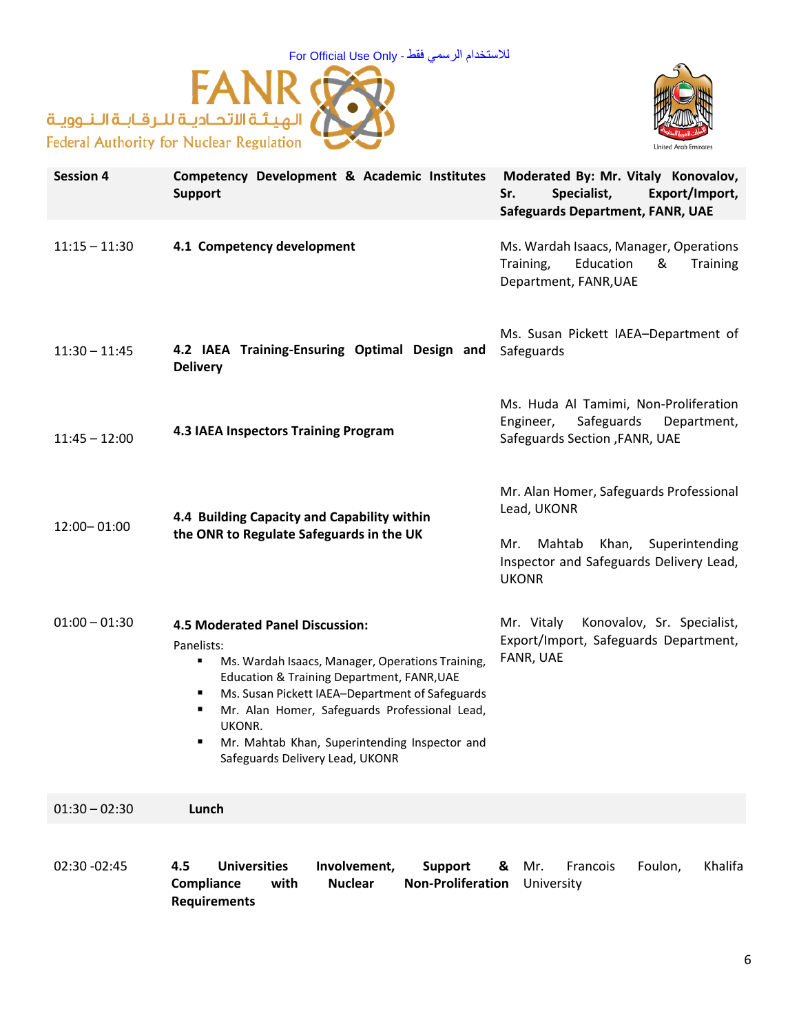For Official Use Only - للاستخدام الرسمي فقط

FANR
الهيئة الاتحادية للرقابة النووية
Federal Authority for Nuclear Regulation

United Arab Emirates

| Session 4 | Competency Development & Academic Institutes Support | Moderated By: Mr. Vitaly Konovalov, Sr. Specialist, Export/Import, Safeguards Department, FANR, UAE |
|---|---|---|
| 11:15 – 11:30 | **4.1 Competency development** | Ms. Wardah Isaacs, Manager, Operations Training, Education & Training Department, FANR,UAE |
| 11:30 – 11:45 | **4.2 IAEA Training-Ensuring Optimal Design and Delivery** | Ms. Susan Pickett IAEA–Department of Safeguards |
| 11:45 – 12:00 | **4.3 IAEA Inspectors Training Program** | Ms. Huda Al Tamimi, Non-Proliferation Engineer, Safeguards Department, Safeguards Section ,FANR, UAE |
| 12:00– 01:00 | **4.4 Building Capacity and Capability within the ONR to Regulate Safeguards in the UK** | Mr. Alan Homer, Safeguards Professional Lead, UKONR<br><br>Mr. Mahtab Khan, Superintending Inspector and Safeguards Delivery Lead, UKONR |
| 01:00 – 01:30 | **4.5 Moderated Panel Discussion:**<br>Panelists:<br>▪ Ms. Wardah Isaacs, Manager, Operations Training, Education & Training Department, FANR,UAE<br>▪ Ms. Susan Pickett IAEA–Department of Safeguards<br>▪ Mr. Alan Homer, Safeguards Professional Lead, UKONR.<br>▪ Mr. Mahtab Khan, Superintending Inspector and Safeguards Delivery Lead, UKONR | Mr. Vitaly Konovalov, Sr. Specialist, Export/Import, Safeguards Department, FANR, UAE |
| 01:30 – 02:30 | **Lunch** | |
| 02:30 -02:45 | **4.5 Universities Involvement, Support & Compliance with Nuclear Non-Proliferation Requirements** | Mr. Francois Foulon, Khalifa University |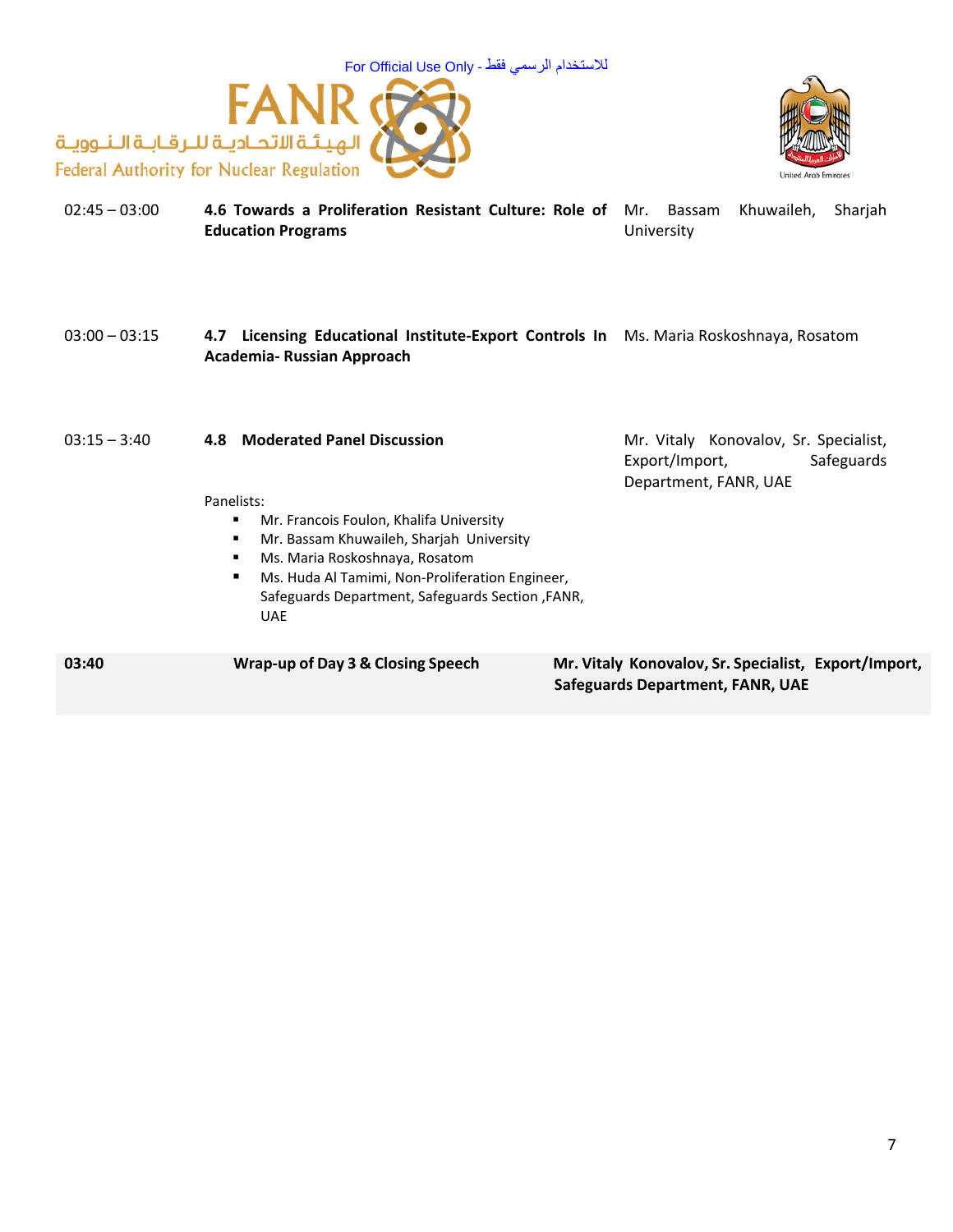| | | |
|---|---|---|
| 02:45 – 03:00 | **4.6 Towards a Proliferation Resistant Culture: Role of Education Programs** | Mr. Bassam Khuwaileh, Sharjah University |
| 03:00 – 03:15 | **4.7 Licensing Educational Institute-Export Controls In Academia- Russian Approach** | Ms. Maria Roskoshnaya, Rosatom |
| 03:15 – 3:40 | **4.8 Moderated Panel Discussion**<br><br>Panelists:<br>▪ Mr. Francois Foulon, Khalifa University<br>▪ Mr. Bassam Khuwaileh, Sharjah University<br>▪ Ms. Maria Roskoshnaya, Rosatom<br>▪ Ms. Huda Al Tamimi, Non-Proliferation Engineer, Safeguards Department, Safeguards Section ,FANR, UAE | Mr. Vitaly Konovalov, Sr. Specialist, Export/Import, Safeguards Department, FANR, UAE |
| **03:40** | **Wrap-up of Day 3 & Closing Speech** | **Mr. Vitaly Konovalov, Sr. Specialist, Export/Import, Safeguards Department, FANR, UAE** |